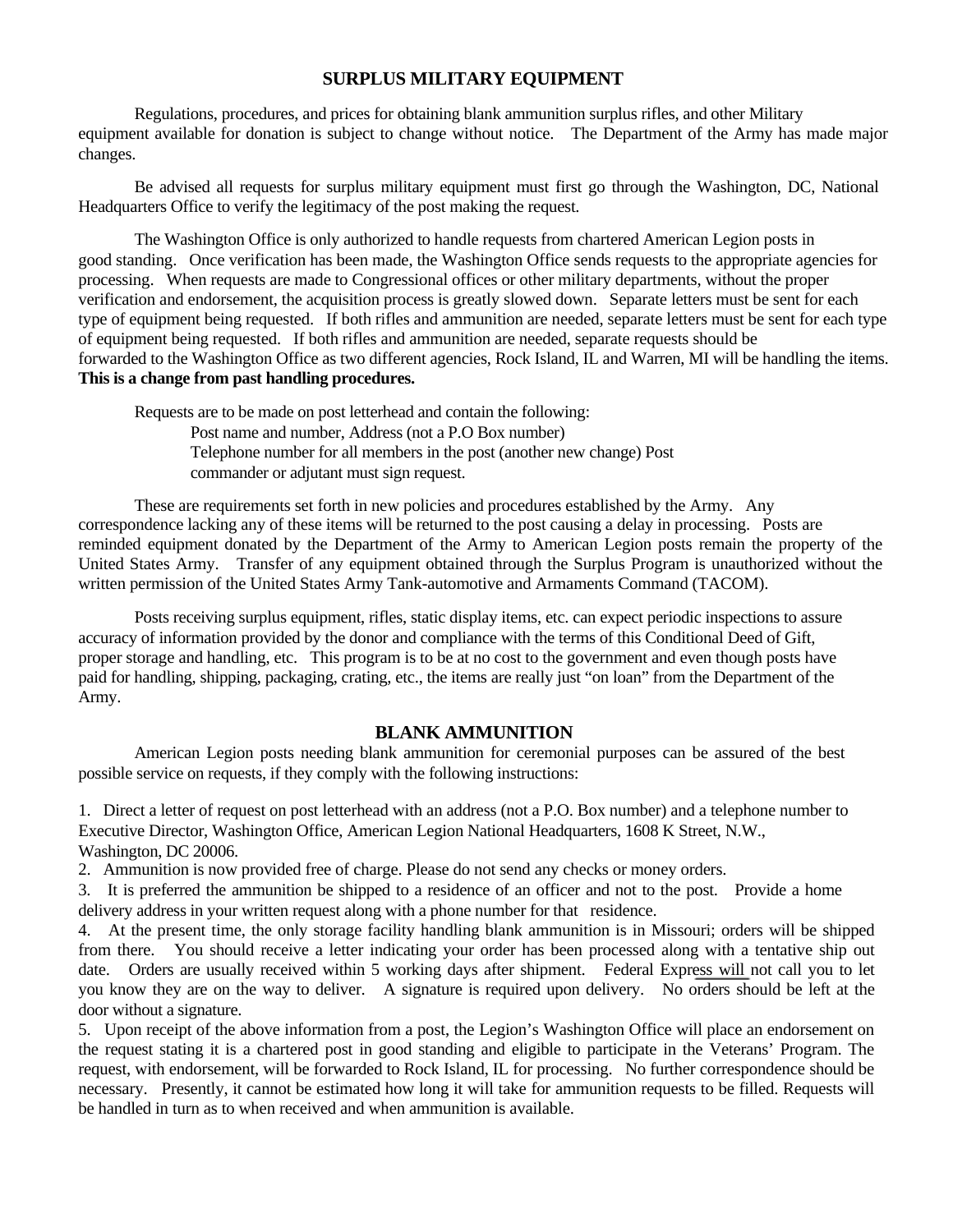# SURPLUS MILITARY EQUIPMENT

Regulations, procedures, and prices for obtaining blank ammunition surplus rifles, and other Military equipment available for donation is subject to change without notice. The Department of the Army has made major changes.

Be advised all requests for surplus military equipment must first go through the Washington, DC, National Headquarters Office to verify the legitimacy of the post making the request.

The Washington Office is only authorized to handle requests from chartered American Legion posts in good standing. Once verification has been made, the Washington Office sends requests to the appropriate agencies for processing. When requests are made to Congressional offices or other military departments, without the proper verification and endorsement, the acquisition process is greatly slowed down. Separate letters must be sent for each type of equipment being requested. If both rifles and ammunition are needed, separate letters must be sent for each type of equipment being requested. If both rifles and ammunition are needed, separate requests should be forwarded to the Washington Office as two different agencies, Rock Island, IL and Warren, MI will be handling the items. **This is a change from past handling procedures.**

Requests are to be made on post letterhead and contain the following:

Post name and number, Address (not a P.O Box number)
Telephone number for all members in the post (another new change) Post commander or adjutant must sign request.

These are requirements set forth in new policies and procedures established by the Army. Any correspondence lacking any of these items will be returned to the post causing a delay in processing. Posts are reminded equipment donated by the Department of the Army to American Legion posts remain the property of the United States Army. Transfer of any equipment obtained through the Surplus Program is unauthorized without the written permission of the United States Army Tank-automotive and Armaments Command (TACOM).

Posts receiving surplus equipment, rifles, static display items, etc. can expect periodic inspections to assure accuracy of information provided by the donor and compliance with the terms of this Conditional Deed of Gift, proper storage and handling, etc. This program is to be at no cost to the government and even though posts have paid for handling, shipping, packaging, crating, etc., the items are really just "on loan" from the Department of the Army.

## BLANK AMMUNITION

American Legion posts needing blank ammunition for ceremonial purposes can be assured of the best possible service on requests, if they comply with the following instructions:

1. Direct a letter of request on post letterhead with an address (not a P.O. Box number) and a telephone number to Executive Director, Washington Office, American Legion National Headquarters, 1608 K Street, N.W., Washington, DC 20006.
2. Ammunition is now provided free of charge. Please do not send any checks or money orders.
3. It is preferred the ammunition be shipped to a residence of an officer and not to the post. Provide a home delivery address in your written request along with a phone number for that residence.
4. At the present time, the only storage facility handling blank ammunition is in Missouri; orders will be shipped from there. You should receive a letter indicating your order has been processed along with a tentative ship out date. Orders are usually received within 5 working days after shipment. Federal Express will not call you to let you know they are on the way to deliver. A signature is required upon delivery. No orders should be left at the door without a signature.
5. Upon receipt of the above information from a post, the Legion's Washington Office will place an endorsement on the request stating it is a chartered post in good standing and eligible to participate in the Veterans' Program. The request, with endorsement, will be forwarded to Rock Island, IL for processing. No further correspondence should be necessary. Presently, it cannot be estimated how long it will take for ammunition requests to be filled. Requests will be handled in turn as to when received and when ammunition is available.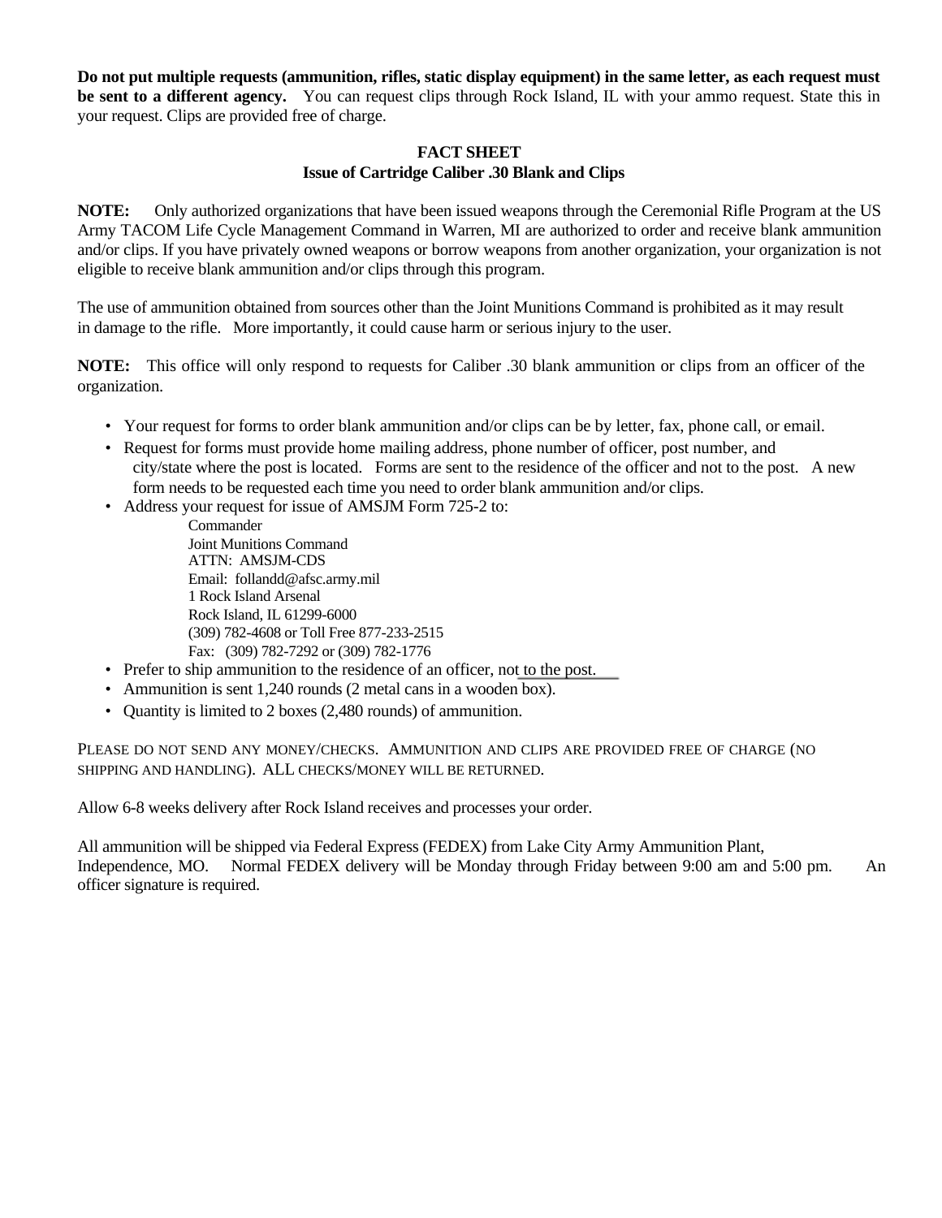**Do not put multiple requests (ammunition, rifles, static display equipment) in the same letter, as each request must be sent to a different agency.** You can request clips through Rock Island, IL with your ammo request. State this in your request. Clips are provided free of charge.

**FACT SHEET**
**Issue of Cartridge Caliber .30 Blank and Clips**

**NOTE:** Only authorized organizations that have been issued weapons through the Ceremonial Rifle Program at the US Army TACOM Life Cycle Management Command in Warren, MI are authorized to order and receive blank ammunition and/or clips. If you have privately owned weapons or borrow weapons from another organization, your organization is not eligible to receive blank ammunition and/or clips through this program.

The use of ammunition obtained from sources other than the Joint Munitions Command is prohibited as it may result in damage to the rifle. More importantly, it could cause harm or serious injury to the user.

**NOTE:** This office will only respond to requests for Caliber .30 blank ammunition or clips from an officer of the organization.

- Your request for forms to order blank ammunition and/or clips can be by letter, fax, phone call, or email.
- Request for forms must provide home mailing address, phone number of officer, post number, and city/state where the post is located. Forms are sent to the residence of the officer and not to the post. A new form needs to be requested each time you need to order blank ammunition and/or clips.
- Address your request for issue of AMSJM Form 725-2 to:

  Commander
  Joint Munitions Command
  ATTN: AMSJM-CDS
  Email: follandd@afsc.army.mil
  1 Rock Island Arsenal
  Rock Island, IL 61299-6000
  (309) 782-4608 or Toll Free 877-233-2515
  Fax: (309) 782-7292 or (309) 782-1776

- Prefer to ship ammunition to the residence of an officer, not to the post.
- Ammunition is sent 1,240 rounds (2 metal cans in a wooden box).
- Quantity is limited to 2 boxes (2,480 rounds) of ammunition.

PLEASE DO NOT SEND ANY MONEY/CHECKS. AMMUNITION AND CLIPS ARE PROVIDED FREE OF CHARGE (NO SHIPPING AND HANDLING). ALL CHECKS/MONEY WILL BE RETURNED.

Allow 6-8 weeks delivery after Rock Island receives and processes your order.

All ammunition will be shipped via Federal Express (FEDEX) from Lake City Army Ammunition Plant, Independence, MO. Normal FEDEX delivery will be Monday through Friday between 9:00 am and 5:00 pm. An officer signature is required.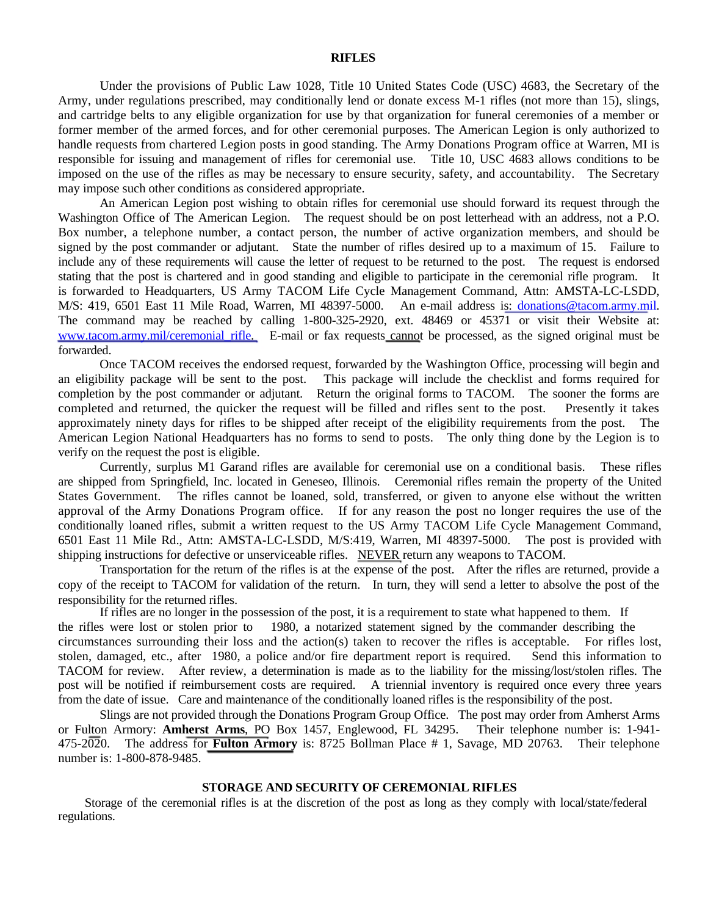## RIFLES

Under the provisions of Public Law 1028, Title 10 United States Code (USC) 4683, the Secretary of the Army, under regulations prescribed, may conditionally lend or donate excess M-1 rifles (not more than 15), slings, and cartridge belts to any eligible organization for use by that organization for funeral ceremonies of a member or former member of the armed forces, and for other ceremonial purposes. The American Legion is only authorized to handle requests from chartered Legion posts in good standing. The Army Donations Program office at Warren, MI is responsible for issuing and management of rifles for ceremonial use. Title 10, USC 4683 allows conditions to be imposed on the use of the rifles as may be necessary to ensure security, safety, and accountability. The Secretary may impose such other conditions as considered appropriate.

An American Legion post wishing to obtain rifles for ceremonial use should forward its request through the Washington Office of The American Legion. The request should be on post letterhead with an address, not a P.O. Box number, a telephone number, a contact person, the number of active organization members, and should be signed by the post commander or adjutant. State the number of rifles desired up to a maximum of 15. Failure to include any of these requirements will cause the letter of request to be returned to the post. The request is endorsed stating that the post is chartered and in good standing and eligible to participate in the ceremonial rifle program. It is forwarded to Headquarters, US Army TACOM Life Cycle Management Command, Attn: AMSTA-LC-LSDD, M/S: 419, 6501 East 11 Mile Road, Warren, MI 48397-5000. An e-mail address is: donations@tacom.army.mil. The command may be reached by calling 1-800-325-2920, ext. 48469 or 45371 or visit their Website at: www.tacom.army.mil/ceremonial_rifle. E-mail or fax requests cannot be processed, as the signed original must be forwarded.

Once TACOM receives the endorsed request, forwarded by the Washington Office, processing will begin and an eligibility package will be sent to the post. This package will include the checklist and forms required for completion by the post commander or adjutant. Return the original forms to TACOM. The sooner the forms are completed and returned, the quicker the request will be filled and rifles sent to the post. Presently it takes approximately ninety days for rifles to be shipped after receipt of the eligibility requirements from the post. The American Legion National Headquarters has no forms to send to posts. The only thing done by the Legion is to verify on the request the post is eligible.

Currently, surplus M1 Garand rifles are available for ceremonial use on a conditional basis. These rifles are shipped from Springfield, Inc. located in Geneseo, Illinois. Ceremonial rifles remain the property of the United States Government. The rifles cannot be loaned, sold, transferred, or given to anyone else without the written approval of the Army Donations Program office. If for any reason the post no longer requires the use of the conditionally loaned rifles, submit a written request to the US Army TACOM Life Cycle Management Command, 6501 East 11 Mile Rd., Attn: AMSTA-LC-LSDD, M/S:419, Warren, MI 48397-5000. The post is provided with shipping instructions for defective or unserviceable rifles. NEVER return any weapons to TACOM.

Transportation for the return of the rifles is at the expense of the post. After the rifles are returned, provide a copy of the receipt to TACOM for validation of the return. In turn, they will send a letter to absolve the post of the responsibility for the returned rifles.

If rifles are no longer in the possession of the post, it is a requirement to state what happened to them. If the rifles were lost or stolen prior to 1980, a notarized statement signed by the commander describing the circumstances surrounding their loss and the action(s) taken to recover the rifles is acceptable. For rifles lost, stolen, damaged, etc., after 1980, a police and/or fire department report is required. Send this information to TACOM for review. After review, a determination is made as to the liability for the missing/lost/stolen rifles. The post will be notified if reimbursement costs are required. A triennial inventory is required once every three years from the date of issue. Care and maintenance of the conditionally loaned rifles is the responsibility of the post.

Slings are not provided through the Donations Program Group Office. The post may order from Amherst Arms or Fulton Armory: **Amherst Arms**, PO Box 1457, Englewood, FL 34295. Their telephone number is: 1-941-475-2020. The address for **Fulton Armory** is: 8725 Bollman Place # 1, Savage, MD 20763. Their telephone number is: 1-800-878-9485.

## STORAGE AND SECURITY OF CEREMONIAL RIFLES

Storage of the ceremonial rifles is at the discretion of the post as long as they comply with local/state/federal regulations.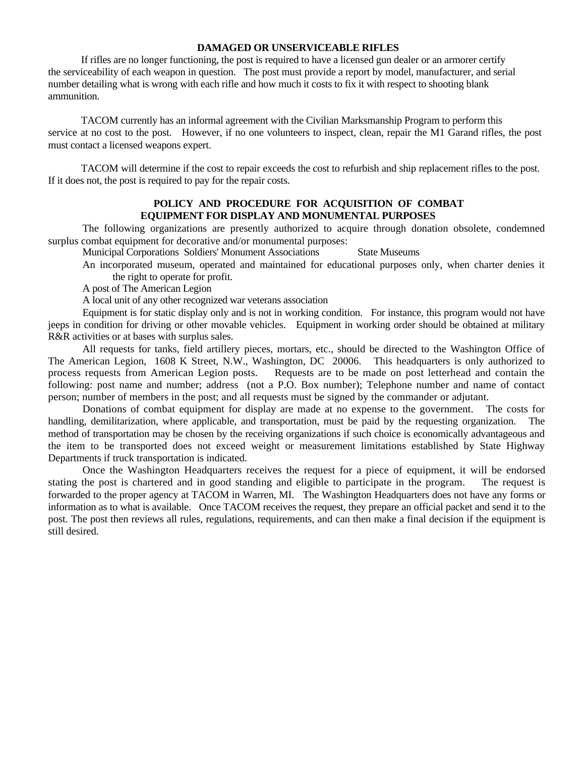**DAMAGED OR UNSERVICEABLE RIFLES**

If rifles are no longer functioning, the post is required to have a licensed gun dealer or an armorer certify the serviceability of each weapon in question. The post must provide a report by model, manufacturer, and serial number detailing what is wrong with each rifle and how much it costs to fix it with respect to shooting blank ammunition.

TACOM currently has an informal agreement with the Civilian Marksmanship Program to perform this service at no cost to the post. However, if no one volunteers to inspect, clean, repair the M1 Garand rifles, the post must contact a licensed weapons expert.

TACOM will determine if the cost to repair exceeds the cost to refurbish and ship replacement rifles to the post. If it does not, the post is required to pay for the repair costs.

**POLICY AND PROCEDURE FOR ACQUISITION OF COMBAT EQUIPMENT FOR DISPLAY AND MONUMENTAL PURPOSES**

The following organizations are presently authorized to acquire through donation obsolete, condemned surplus combat equipment for decorative and/or monumental purposes:

Municipal Corporations Soldiers' Monument Associations State Museums

An incorporated museum, operated and maintained for educational purposes only, when charter denies it the right to operate for profit.

A post of The American Legion

A local unit of any other recognized war veterans association

Equipment is for static display only and is not in working condition. For instance, this program would not have jeeps in condition for driving or other movable vehicles. Equipment in working order should be obtained at military R&R activities or at bases with surplus sales.

All requests for tanks, field artillery pieces, mortars, etc., should be directed to the Washington Office of The American Legion, 1608 K Street, N.W., Washington, DC 20006. This headquarters is only authorized to process requests from American Legion posts. Requests are to be made on post letterhead and contain the following: post name and number; address (not a P.O. Box number); Telephone number and name of contact person; number of members in the post; and all requests must be signed by the commander or adjutant.

Donations of combat equipment for display are made at no expense to the government. The costs for handling, demilitarization, where applicable, and transportation, must be paid by the requesting organization. The method of transportation may be chosen by the receiving organizations if such choice is economically advantageous and the item to be transported does not exceed weight or measurement limitations established by State Highway Departments if truck transportation is indicated.

Once the Washington Headquarters receives the request for a piece of equipment, it will be endorsed stating the post is chartered and in good standing and eligible to participate in the program. The request is forwarded to the proper agency at TACOM in Warren, MI. The Washington Headquarters does not have any forms or information as to what is available. Once TACOM receives the request, they prepare an official packet and send it to the post. The post then reviews all rules, regulations, requirements, and can then make a final decision if the equipment is still desired.